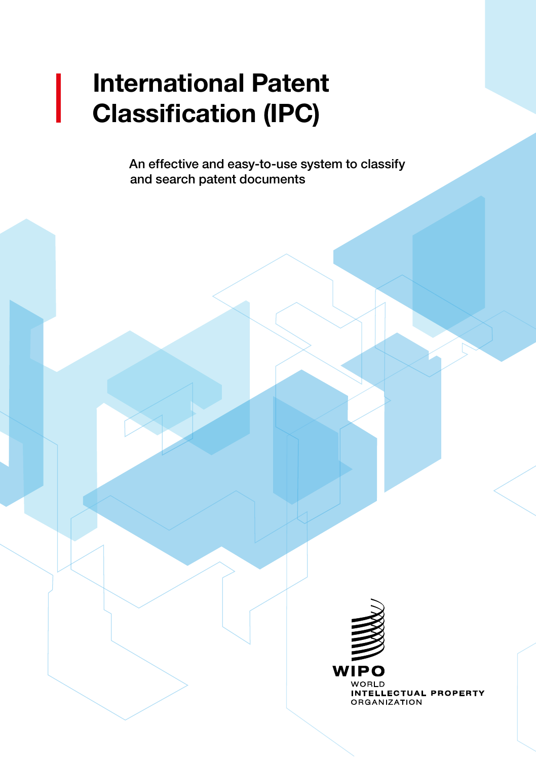# International Patent Classification (IPC)

An effective and easy-to-use system to classify and search patent documents

WIPO
WORLD
INTELLECTUAL PROPERTY
ORGANIZATION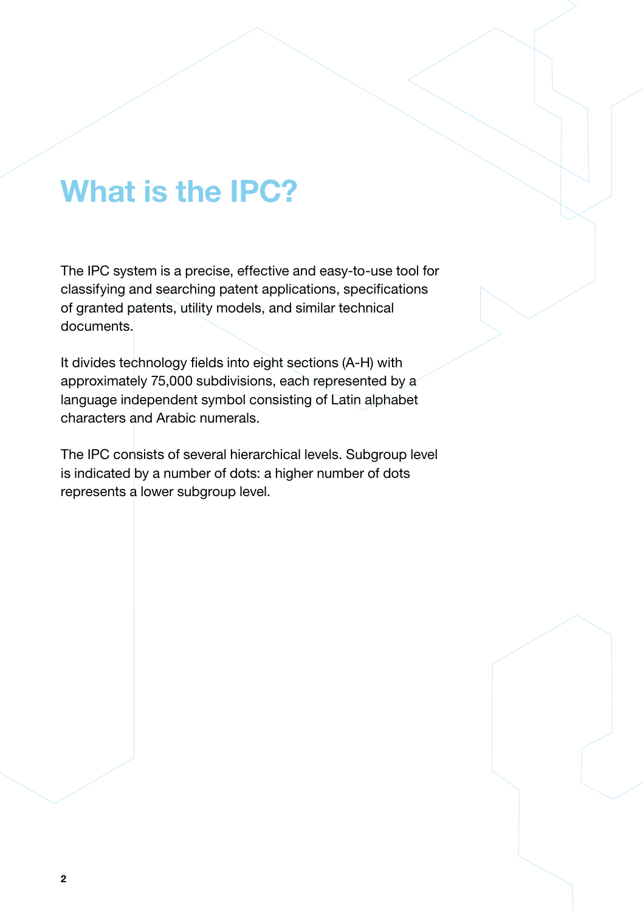# What is the IPC?

The IPC system is a precise, effective and easy-to-use tool for classifying and searching patent applications, specifications of granted patents, utility models, and similar technical documents.

It divides technology fields into eight sections (A-H) with approximately 75,000 subdivisions, each represented by a language independent symbol consisting of Latin alphabet characters and Arabic numerals.

The IPC consists of several hierarchical levels. Subgroup level is indicated by a number of dots: a higher number of dots represents a lower subgroup level.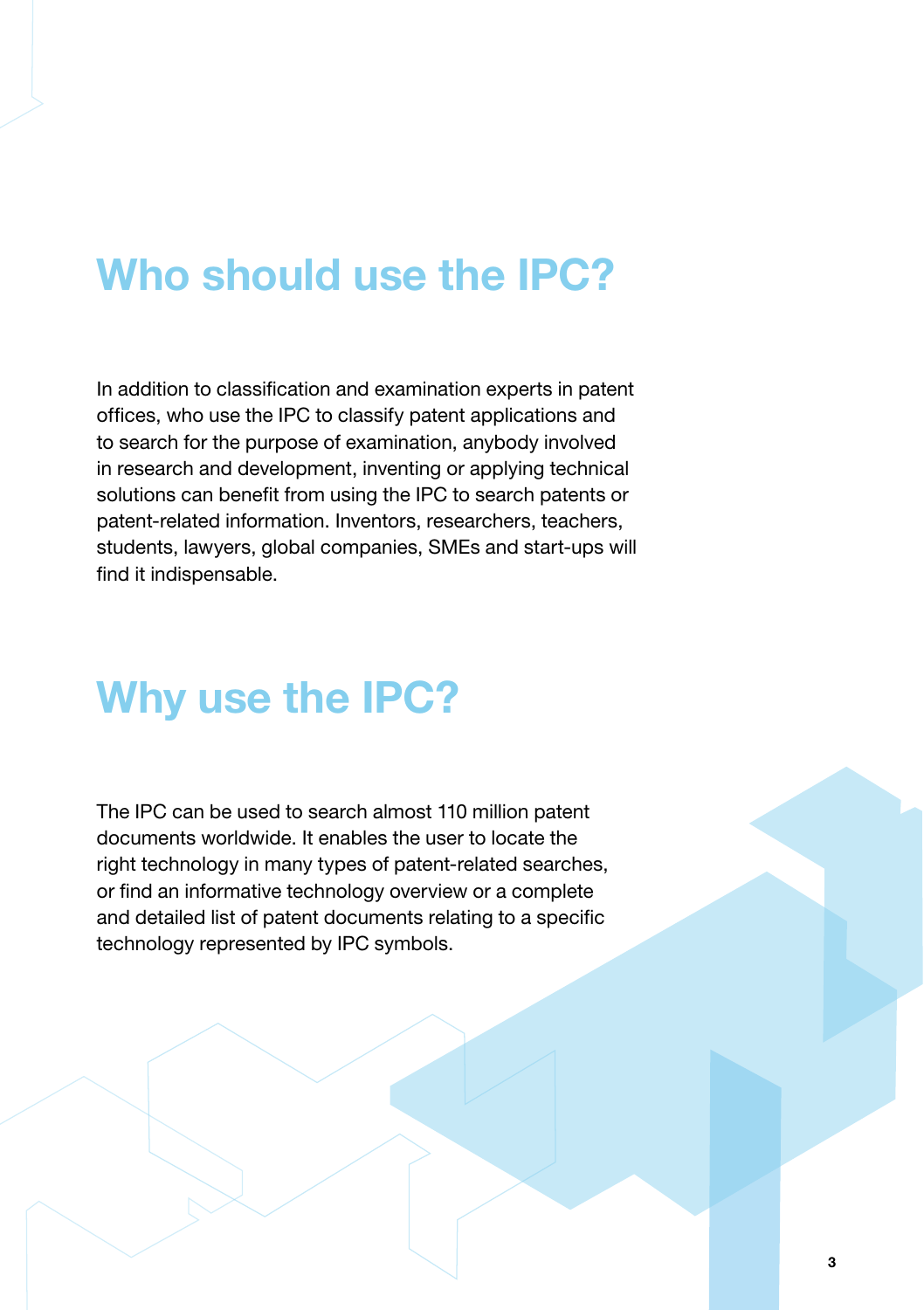## Who should use the IPC?

In addition to classification and examination experts in patent offices, who use the IPC to classify patent applications and to search for the purpose of examination, anybody involved in research and development, inventing or applying technical solutions can benefit from using the IPC to search patents or patent-related information. Inventors, researchers, teachers, students, lawyers, global companies, SMEs and start-ups will find it indispensable.

## Why use the IPC?

The IPC can be used to search almost 110 million patent documents worldwide. It enables the user to locate the right technology in many types of patent-related searches, or find an informative technology overview or a complete and detailed list of patent documents relating to a specific technology represented by IPC symbols.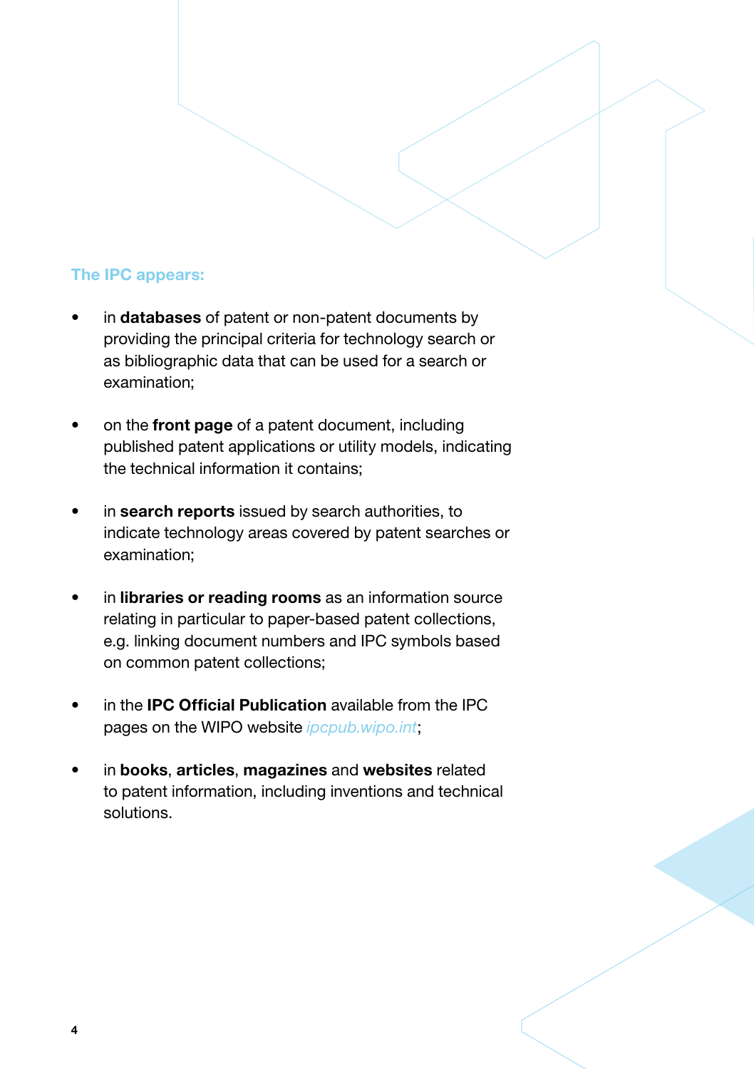## The IPC appears:

- in **databases** of patent or non-patent documents by providing the principal criteria for technology search or as bibliographic data that can be used for a search or examination;
- on the **front page** of a patent document, including published patent applications or utility models, indicating the technical information it contains;
- in **search reports** issued by search authorities, to indicate technology areas covered by patent searches or examination;
- in **libraries or reading rooms** as an information source relating in particular to paper-based patent collections, e.g. linking document numbers and IPC symbols based on common patent collections;
- in the **IPC Official Publication** available from the IPC pages on the WIPO website *ipcpub.wipo.int*;
- in **books**, **articles**, **magazines** and **websites** related to patent information, including inventions and technical solutions.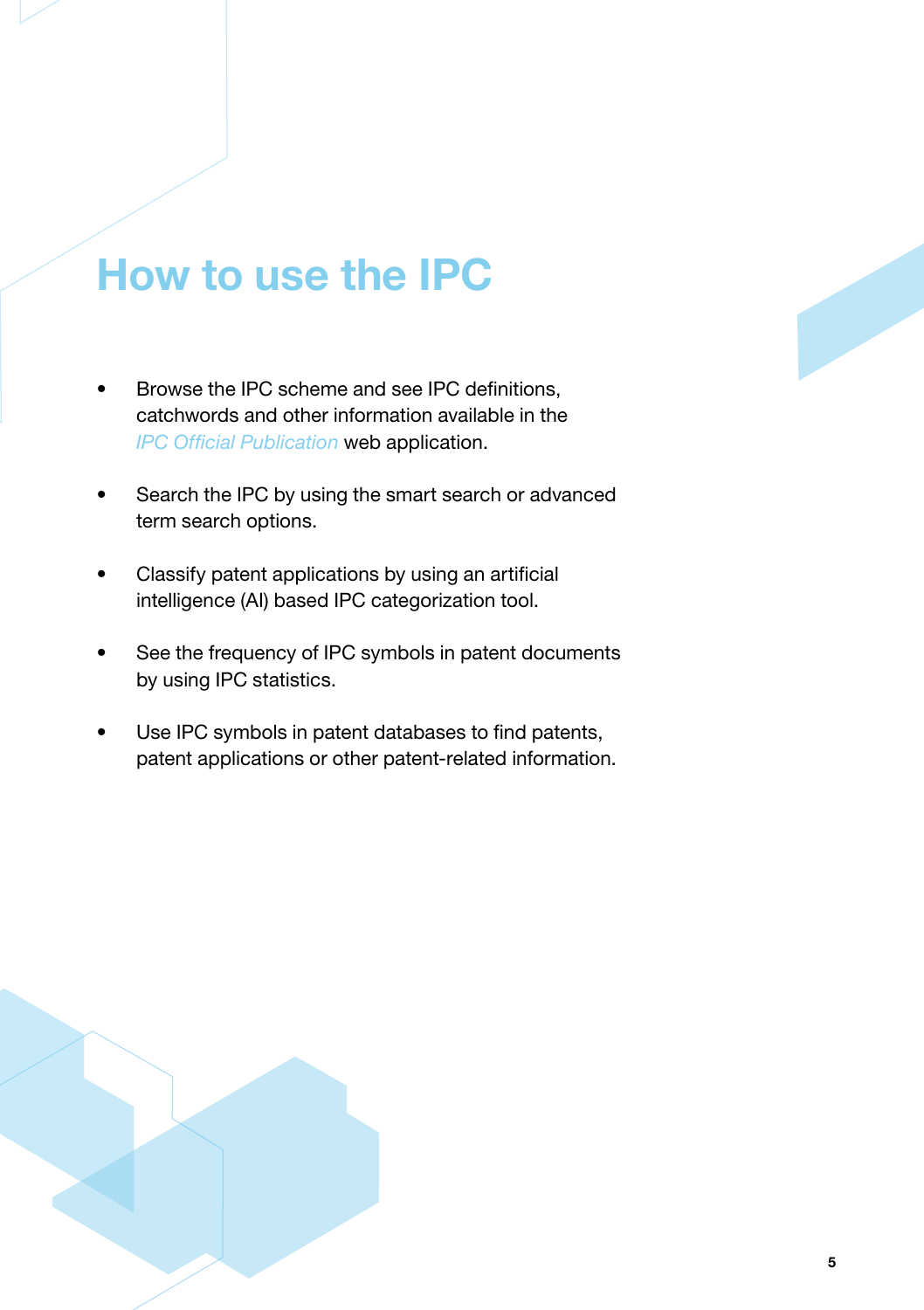# How to use the IPC

- Browse the IPC scheme and see IPC definitions, catchwords and other information available in the *IPC Official Publication* web application.

- Search the IPC by using the smart search or advanced term search options.

- Classify patent applications by using an artificial intelligence (AI) based IPC categorization tool.

- See the frequency of IPC symbols in patent documents by using IPC statistics.

- Use IPC symbols in patent databases to find patents, patent applications or other patent-related information.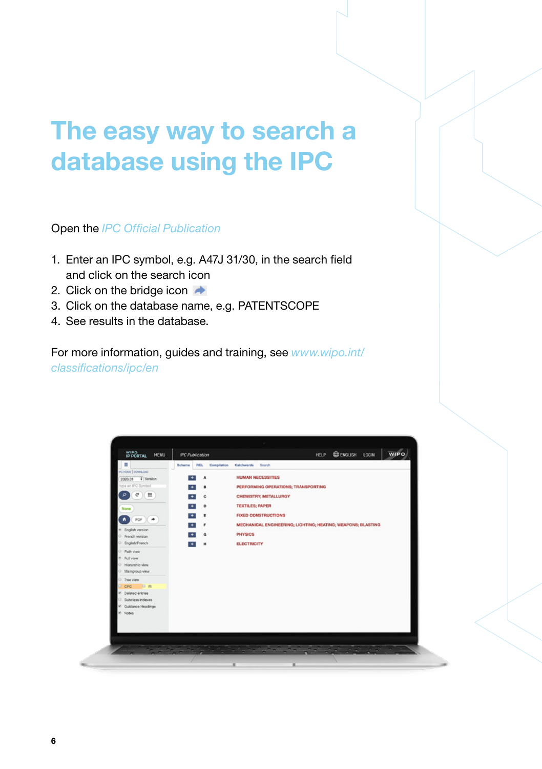# The easy way to search a database using the IPC

Open the *IPC Official Publication*

1. Enter an IPC symbol, e.g. A47J 31/30, in the search field and click on the search icon
2. Click on the bridge icon
3. Click on the database name, e.g. PATENTSCOPE
4. See results in the database.

For more information, guides and training, see *www.wipo.int/classifications/ipc/en*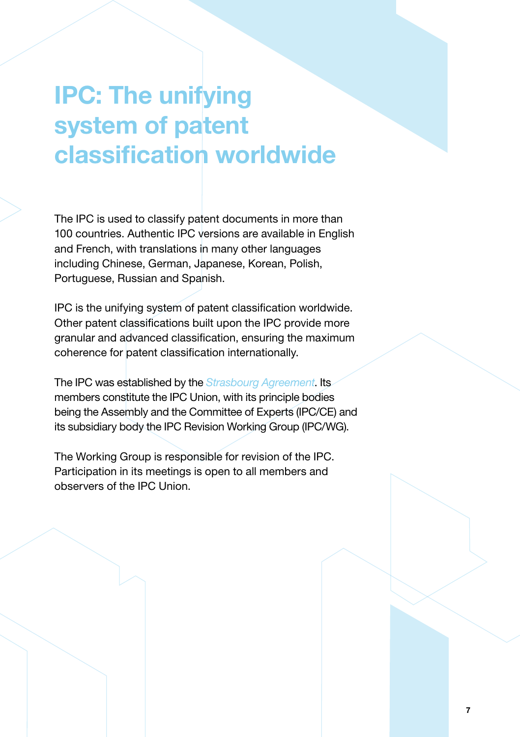# IPC: The unifying system of patent classification worldwide

The IPC is used to classify patent documents in more than 100 countries. Authentic IPC versions are available in English and French, with translations in many other languages including Chinese, German, Japanese, Korean, Polish, Portuguese, Russian and Spanish.

IPC is the unifying system of patent classification worldwide. Other patent classifications built upon the IPC provide more granular and advanced classification, ensuring the maximum coherence for patent classification internationally.

The IPC was established by the *Strasbourg Agreement*. Its members constitute the IPC Union, with its principle bodies being the Assembly and the Committee of Experts (IPC/CE) and its subsidiary body the IPC Revision Working Group (IPC/WG).

The Working Group is responsible for revision of the IPC. Participation in its meetings is open to all members and observers of the IPC Union.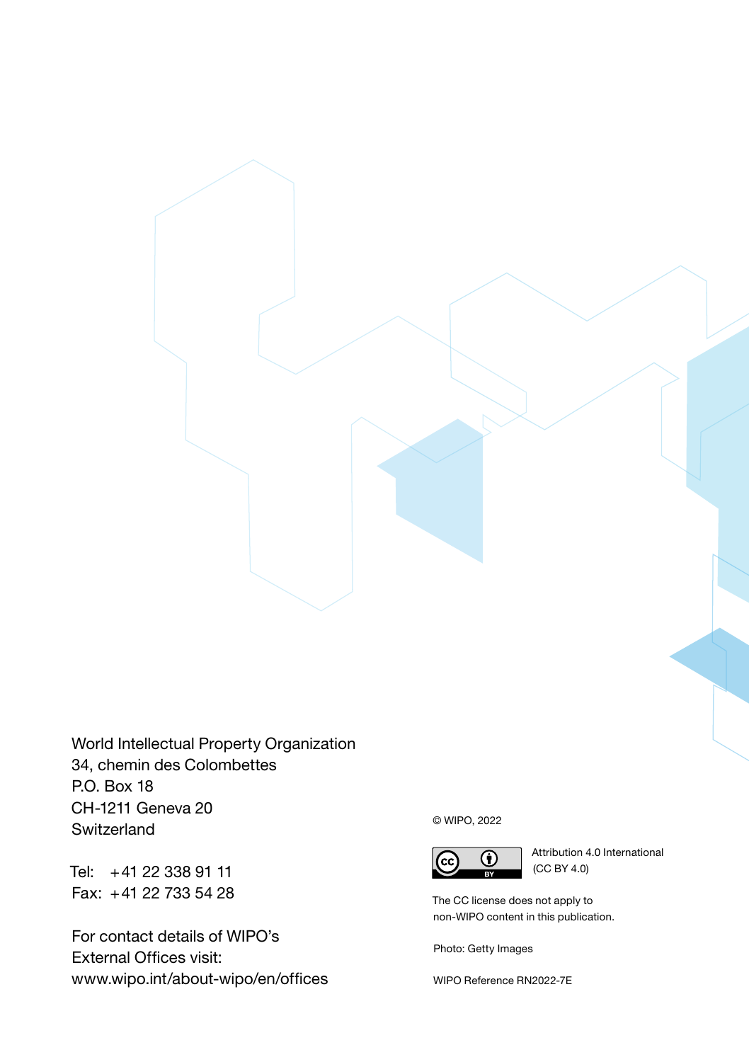World Intellectual Property Organization
34, chemin des Colombettes
P.O. Box 18
CH-1211 Geneva 20
Switzerland

Tel: +41 22 338 91 11
Fax: +41 22 733 54 28

For contact details of WIPO's External Offices visit:
www.wipo.int/about-wipo/en/offices

© WIPO, 2022

Attribution 4.0 International (CC BY 4.0)

The CC license does not apply to non-WIPO content in this publication.

Photo: Getty Images

WIPO Reference RN2022-7E